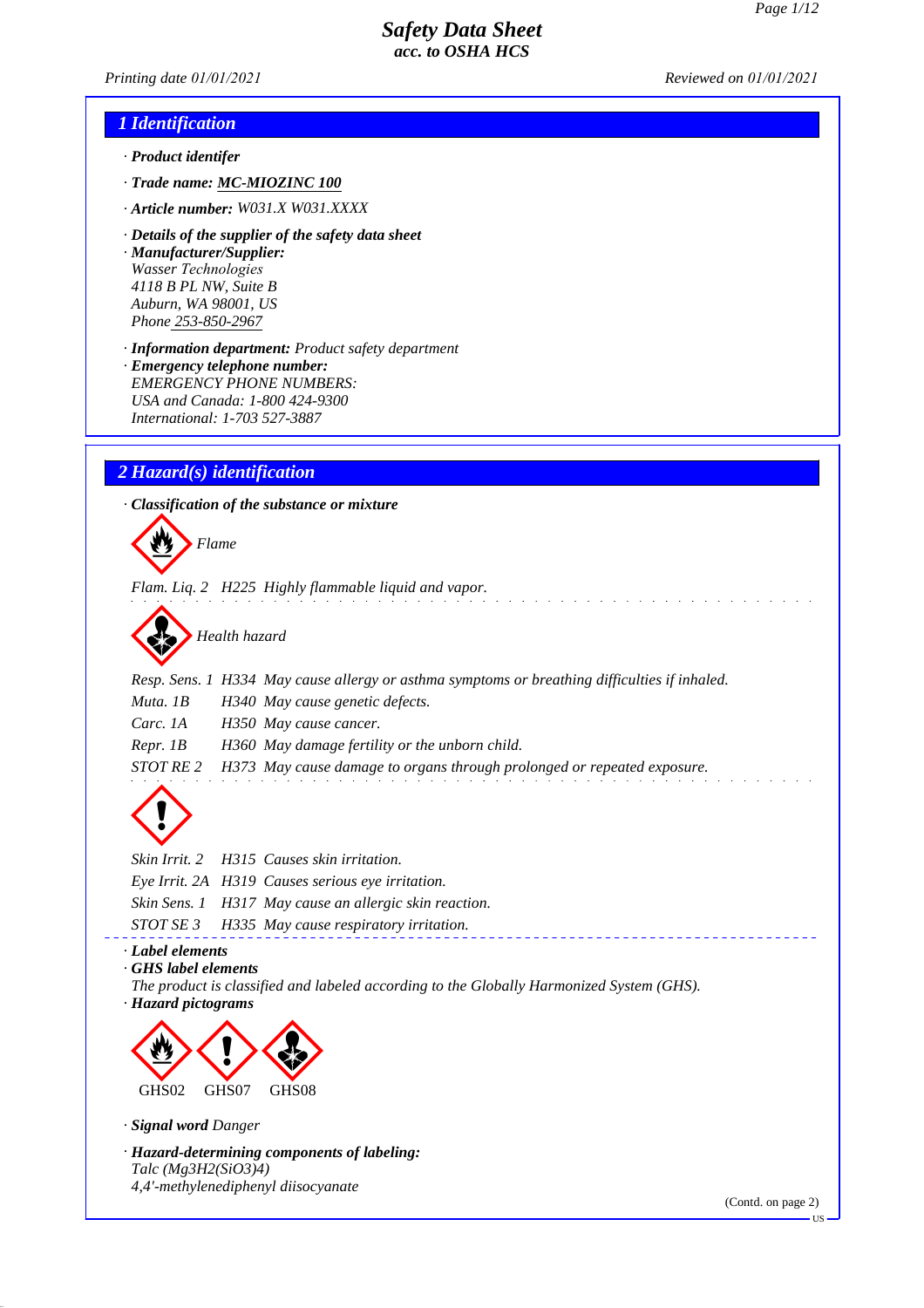# Safety Data Sheet
*acc. to OSHA HCS*

Printing date 01/01/2021 Reviewed on 01/01/2021

## 1 Identification

· **Product identifer**

· **Trade name:** MC-MIOZINC 100

· **Article number:** W031.X W031.XXXX

· **Details of the supplier of the safety data sheet**
· **Manufacturer/Supplier:**
Wasser Technologies
4118 B PL NW, Suite B
Auburn, WA 98001, US
Phone 253-850-2967

· **Information department:** Product safety department
· **Emergency telephone number:**
EMERGENCY PHONE NUMBERS:
USA and Canada: 1-800 424-9300
International: 1-703 527-3887

## 2 Hazard(s) identification

· **Classification of the substance or mixture**

Flame

Flam. Liq. 2 H225 Highly flammable liquid and vapor.

Health hazard

| | |
|---|---|
| Resp. Sens. 1 | H334 May cause allergy or asthma symptoms or breathing difficulties if inhaled. |
| Muta. 1B | H340 May cause genetic defects. |
| Carc. 1A | H350 May cause cancer. |
| Repr. 1B | H360 May damage fertility or the unborn child. |
| STOT RE 2 | H373 May cause damage to organs through prolonged or repeated exposure. |

| | |
|---|---|
| Skin Irrit. 2 | H315 Causes skin irritation. |
| Eye Irrit. 2A | H319 Causes serious eye irritation. |
| Skin Sens. 1 | H317 May cause an allergic skin reaction. |
| STOT SE 3 | H335 May cause respiratory irritation. |

· **Label elements**
· **GHS label elements**
The product is classified and labeled according to the Globally Harmonized System (GHS).
· **Hazard pictograms**

GHS02 GHS07 GHS08

· **Signal word** Danger

· **Hazard-determining components of labeling:**
Talc ($Mg_3H_2(SiO_3)_4$)
4,4'-methylenediphenyl diisocyanate

(Contd. on page 2)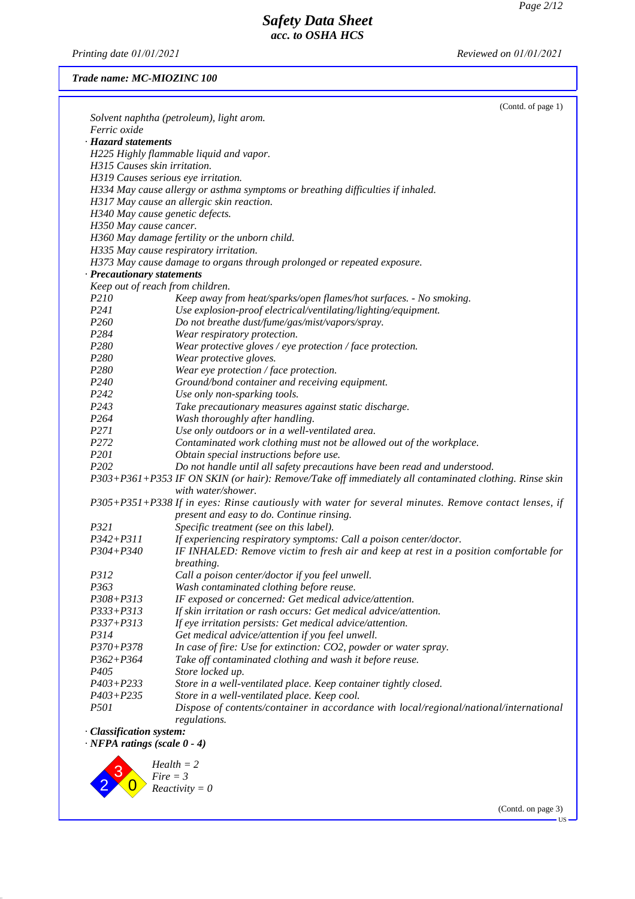*Safety Data Sheet*
*acc. to OSHA HCS*

*Printing date 01/01/2021* *Reviewed on 01/01/2021*

***Trade name: MC-MIOZINC 100***

(Contd. of page 1)

*Solvent naphtha (petroleum), light arom.*
*Ferric oxide*

· ***Hazard statements***

*H225 Highly flammable liquid and vapor.*
*H315 Causes skin irritation.*
*H319 Causes serious eye irritation.*
*H334 May cause allergy or asthma symptoms or breathing difficulties if inhaled.*
*H317 May cause an allergic skin reaction.*
*H340 May cause genetic defects.*
*H350 May cause cancer.*
*H360 May damage fertility or the unborn child.*
*H335 May cause respiratory irritation.*
*H373 May cause damage to organs through prolonged or repeated exposure.*

· ***Precautionary statements***

*Keep out of reach from children.*

| | |
|---|---|
| *P210* | *Keep away from heat/sparks/open flames/hot surfaces. - No smoking.* |
| *P241* | *Use explosion-proof electrical/ventilating/lighting/equipment.* |
| *P260* | *Do not breathe dust/fume/gas/mist/vapors/spray.* |
| *P284* | *Wear respiratory protection.* |
| *P280* | *Wear protective gloves / eye protection / face protection.* |
| *P280* | *Wear protective gloves.* |
| *P280* | *Wear eye protection / face protection.* |
| *P240* | *Ground/bond container and receiving equipment.* |
| *P242* | *Use only non-sparking tools.* |
| *P243* | *Take precautionary measures against static discharge.* |
| *P264* | *Wash thoroughly after handling.* |
| *P271* | *Use only outdoors or in a well-ventilated area.* |
| *P272* | *Contaminated work clothing must not be allowed out of the workplace.* |
| *P201* | *Obtain special instructions before use.* |
| *P202* | *Do not handle until all safety precautions have been read and understood.* |
| *P303+P361+P353* | *IF ON SKIN (or hair): Remove/Take off immediately all contaminated clothing. Rinse skin with water/shower.* |
| *P305+P351+P338* | *If in eyes: Rinse cautiously with water for several minutes. Remove contact lenses, if present and easy to do. Continue rinsing.* |
| *P321* | *Specific treatment (see on this label).* |
| *P342+P311* | *If experiencing respiratory symptoms: Call a poison center/doctor.* |
| *P304+P340* | *IF INHALED: Remove victim to fresh air and keep at rest in a position comfortable for breathing.* |
| *P312* | *Call a poison center/doctor if you feel unwell.* |
| *P363* | *Wash contaminated clothing before reuse.* |
| *P308+P313* | *IF exposed or concerned: Get medical advice/attention.* |
| *P333+P313* | *If skin irritation or rash occurs: Get medical advice/attention.* |
| *P337+P313* | *If eye irritation persists: Get medical advice/attention.* |
| *P314* | *Get medical advice/attention if you feel unwell.* |
| *P370+P378* | *In case of fire: Use for extinction: CO2, powder or water spray.* |
| *P362+P364* | *Take off contaminated clothing and wash it before reuse.* |
| *P405* | *Store locked up.* |
| *P403+P233* | *Store in a well-ventilated place. Keep container tightly closed.* |
| *P403+P235* | *Store in a well-ventilated place. Keep cool.* |
| *P501* | *Dispose of contents/container in accordance with local/regional/national/international regulations.* |

· ***Classification system:***

· ***NFPA ratings (scale 0 - 4)***

3
2 0

*Health = 2*
*Fire = 3*
*Reactivity = 0*

(Contd. on page 3)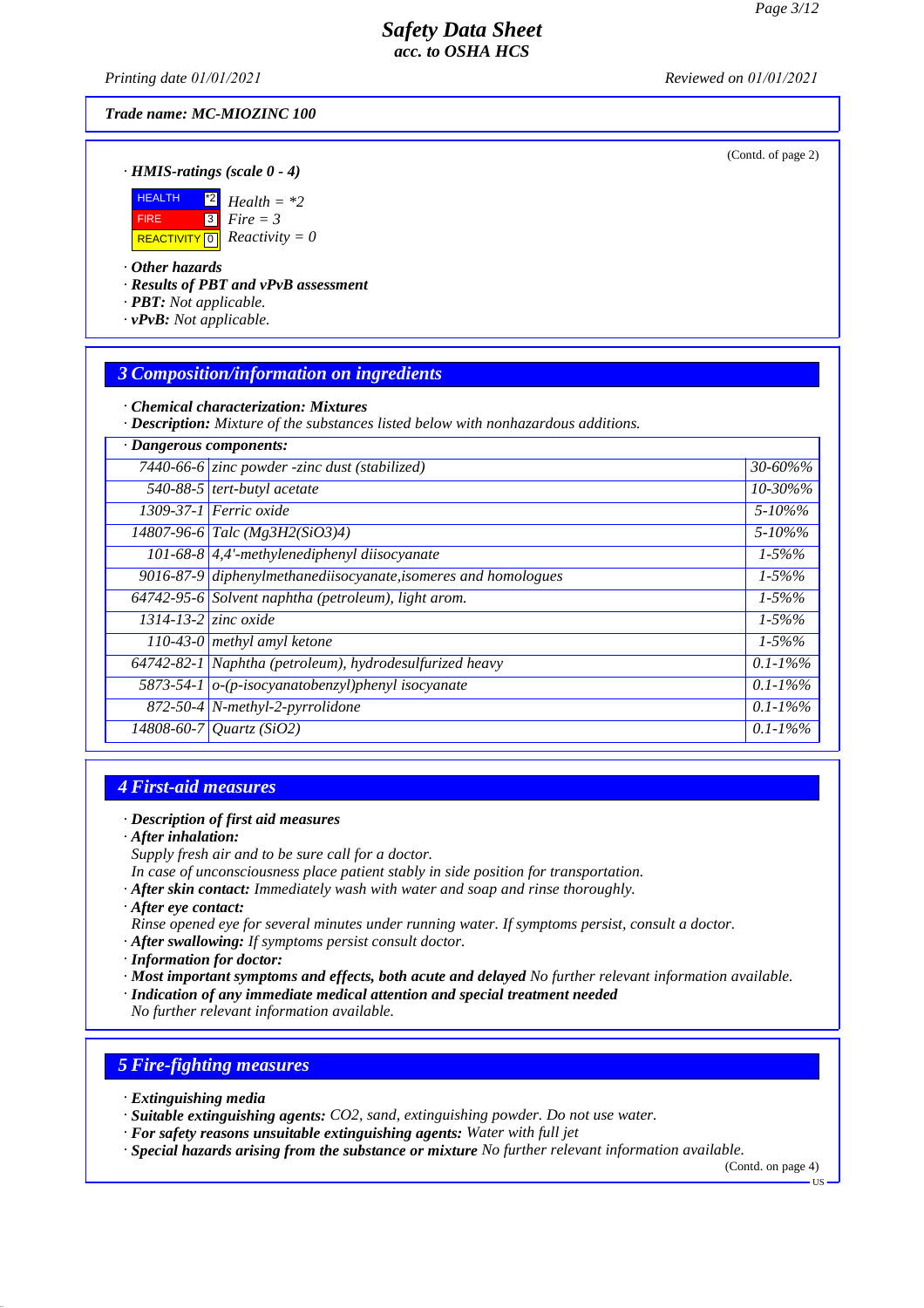Trade name: MC-MIOZINC 100

(Contd. of page 2)

· **HMIS-ratings (scale 0 - 4)**

| | | |
|---|---|---|
| HEALTH | *2 | Health = *2 |
| FIRE | 3 | Fire = 3 |
| REACTIVITY | 0 | Reactivity = 0 |

· **Other hazards**
· **Results of PBT and vPvB assessment**
· **PBT:** Not applicable.
· **vPvB:** Not applicable.

## 3 Composition/information on ingredients

· **Chemical characterization: Mixtures**
· **Description:** Mixture of the substances listed below with nonhazardous additions.

· **Dangerous components:**

| CAS | Component | Concentration |
|---|---|---|
| 7440-66-6 | zinc powder -zinc dust (stabilized) | 30-60%% |
| 540-88-5 | tert-butyl acetate | 10-30%% |
| 1309-37-1 | Ferric oxide | 5-10%% |
| 14807-96-6 | Talc ($Mg3H2(SiO3)4$) | 5-10%% |
| 101-68-8 | 4,4'-methylenediphenyl diisocyanate | 1-5%% |
| 9016-87-9 | diphenylmethanediisocyanate,isomeres and homologues | 1-5%% |
| 64742-95-6 | Solvent naphtha (petroleum), light arom. | 1-5%% |
| 1314-13-2 | zinc oxide | 1-5%% |
| 110-43-0 | methyl amyl ketone | 1-5%% |
| 64742-82-1 | Naphtha (petroleum), hydrodesulfurized heavy | 0.1-1%% |
| 5873-54-1 | o-(p-isocyanatobenzyl)phenyl isocyanate | 0.1-1%% |
| 872-50-4 | N-methyl-2-pyrrolidone | 0.1-1%% |
| 14808-60-7 | Quartz ($SiO2$) | 0.1-1%% |

## 4 First-aid measures

· **Description of first aid measures**
· **After inhalation:**
Supply fresh air and to be sure call for a doctor.
In case of unconsciousness place patient stably in side position for transportation.
· **After skin contact:** Immediately wash with water and soap and rinse thoroughly.
· **After eye contact:**
Rinse opened eye for several minutes under running water. If symptoms persist, consult a doctor.
· **After swallowing:** If symptoms persist consult doctor.
· **Information for doctor:**
· **Most important symptoms and effects, both acute and delayed** No further relevant information available.
· **Indication of any immediate medical attention and special treatment needed**
No further relevant information available.

## 5 Fire-fighting measures

· **Extinguishing media**
· **Suitable extinguishing agents:** $CO2$, sand, extinguishing powder. Do not use water.
· **For safety reasons unsuitable extinguishing agents:** Water with full jet
· **Special hazards arising from the substance or mixture** No further relevant information available.

(Contd. on page 4)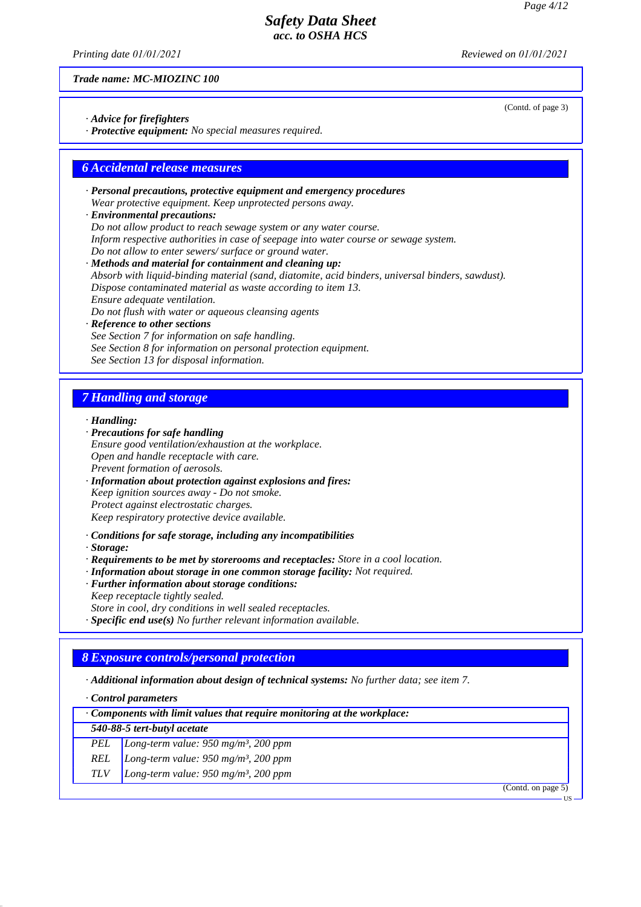Trade name: MC-MIOZINC 100

(Contd. of page 3)

· **Advice for firefighters**
· **Protective equipment:** *No special measures required.*

## 6 Accidental release measures

· **Personal precautions, protective equipment and emergency procedures**
*Wear protective equipment. Keep unprotected persons away.*
· **Environmental precautions:**
*Do not allow product to reach sewage system or any water course.*
*Inform respective authorities in case of seepage into water course or sewage system.*
*Do not allow to enter sewers/ surface or ground water.*
· **Methods and material for containment and cleaning up:**
*Absorb with liquid-binding material (sand, diatomite, acid binders, universal binders, sawdust).*
*Dispose contaminated material as waste according to item 13.*
*Ensure adequate ventilation.*
*Do not flush with water or aqueous cleansing agents*
· **Reference to other sections**
*See Section 7 for information on safe handling.*
*See Section 8 for information on personal protection equipment.*
*See Section 13 for disposal information.*

## 7 Handling and storage

· **Handling:**
· **Precautions for safe handling**
*Ensure good ventilation/exhaustion at the workplace.*
*Open and handle receptacle with care.*
*Prevent formation of aerosols.*
· **Information about protection against explosions and fires:**
*Keep ignition sources away - Do not smoke.*
*Protect against electrostatic charges.*
*Keep respiratory protective device available.*

· **Conditions for safe storage, including any incompatibilities**
· **Storage:**
· **Requirements to be met by storerooms and receptacles:** *Store in a cool location.*
· **Information about storage in one common storage facility:** *Not required.*
· **Further information about storage conditions:**
*Keep receptacle tightly sealed.*
*Store in cool, dry conditions in well sealed receptacles.*
· **Specific end use(s)** *No further relevant information available.*

## 8 Exposure controls/personal protection

· **Additional information about design of technical systems:** *No further data; see item 7.*

· **Control parameters**

| · Components with limit values that require monitoring at the workplace: | |
|---|---|
| **540-88-5 tert-butyl acetate** | |
| PEL | Long-term value: 950 mg/m³, 200 ppm |
| REL | Long-term value: 950 mg/m³, 200 ppm |
| TLV | Long-term value: 950 mg/m³, 200 ppm |

(Contd. on page 5)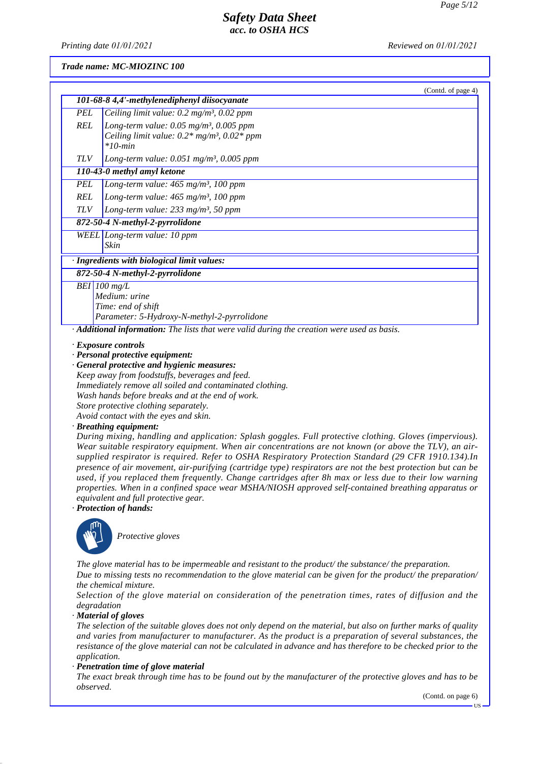*Trade name: MC-MIOZINC 100*

(Contd. of page 4)

| **101-68-8 4,4'-methylenediphenyl diisocyanate** | |
|---|---|
| PEL | Ceiling limit value: 0.2 mg/m³, 0.02 ppm |
| REL | Long-term value: 0.05 mg/m³, 0.005 ppm<br>Ceiling limit value: 0.2* mg/m³, 0.02* ppm<br>*10-min |
| TLV | Long-term value: 0.051 mg/m³, 0.005 ppm |
| **110-43-0 methyl amyl ketone** | |
| PEL | Long-term value: 465 mg/m³, 100 ppm |
| REL | Long-term value: 465 mg/m³, 100 ppm |
| TLV | Long-term value: 233 mg/m³, 50 ppm |
| **872-50-4 N-methyl-2-pyrrolidone** | |
| WEEL | Long-term value: 10 ppm<br>Skin |

· **Ingredients with biological limit values:**

| **872-50-4 N-methyl-2-pyrrolidone** | |
|---|---|
| BEI | 100 mg/L<br>Medium: urine<br>Time: end of shift<br>Parameter: 5-Hydroxy-N-methyl-2-pyrrolidone |

· **Additional information:** The lists that were valid during the creation were used as basis.

· **Exposure controls**
· **Personal protective equipment:**
· **General protective and hygienic measures:**
Keep away from foodstuffs, beverages and feed.
Immediately remove all soiled and contaminated clothing.
Wash hands before breaks and at the end of work.
Store protective clothing separately.
Avoid contact with the eyes and skin.
· **Breathing equipment:**
During mixing, handling and application: Splash goggles. Full protective clothing. Gloves (impervious). Wear suitable respiratory equipment. When air concentrations are not known (or above the TLV), an air-supplied respirator is required. Refer to OSHA Respiratory Protection Standard (29 CFR 1910.134).In presence of air movement, air-purifying (cartridge type) respirators are not the best protection but can be used, if you replaced them frequently. Change cartridges after 8h max or less due to their low warning properties. When in a confined space wear MSHA/NIOSH approved self-contained breathing apparatus or equivalent and full protective gear.
· **Protection of hands:**

Protective gloves

The glove material has to be impermeable and resistant to the product/ the substance/ the preparation.
Due to missing tests no recommendation to the glove material can be given for the product/ the preparation/ the chemical mixture.
Selection of the glove material on consideration of the penetration times, rates of diffusion and the degradation
· **Material of gloves**
The selection of the suitable gloves does not only depend on the material, but also on further marks of quality and varies from manufacturer to manufacturer. As the product is a preparation of several substances, the resistance of the glove material can not be calculated in advance and has therefore to be checked prior to the application.
· **Penetration time of glove material**
The exact break through time has to be found out by the manufacturer of the protective gloves and has to be observed.

(Contd. on page 6)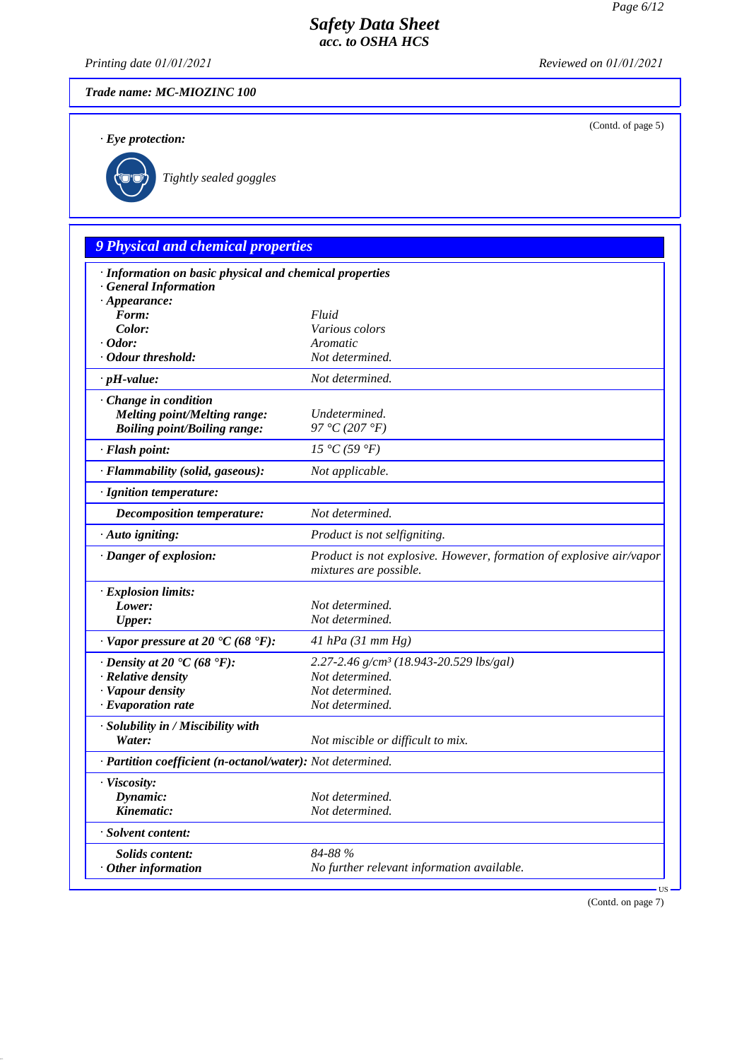Trade name: MC-MIOZINC 100

(Contd. of page 5)

· **Eye protection:**

Tightly sealed goggles

## 9 Physical and chemical properties

| · **Information on basic physical and chemical properties** | |
|---|---|
| · **General Information** | |
| · **Appearance:** | |
| **Form:** | Fluid |
| **Color:** | Various colors |
| · **Odor:** | Aromatic |
| · **Odour threshold:** | Not determined. |
| · **pH-value:** | Not determined. |
| · **Change in condition** | |
| **Melting point/Melting range:** | Undetermined. |
| **Boiling point/Boiling range:** | 97 °C (207 °F) |
| · **Flash point:** | 15 °C (59 °F) |
| · **Flammability (solid, gaseous):** | Not applicable. |
| · **Ignition temperature:** | |
| **Decomposition temperature:** | Not determined. |
| · **Auto igniting:** | Product is not selfigniting. |
| · **Danger of explosion:** | Product is not explosive. However, formation of explosive air/vapor mixtures are possible. |
| · **Explosion limits:** | |
| **Lower:** | Not determined. |
| **Upper:** | Not determined. |
| · **Vapor pressure at 20 °C (68 °F):** | 41 hPa (31 mm Hg) |
| · **Density at 20 °C (68 °F):** | 2.27-2.46 g/cm³ (18.943-20.529 lbs/gal) |
| · **Relative density** | Not determined. |
| · **Vapour density** | Not determined. |
| · **Evaporation rate** | Not determined. |
| · **Solubility in / Miscibility with** | |
| **Water:** | Not miscible or difficult to mix. |
| · **Partition coefficient (n-octanol/water):** | Not determined. |
| · **Viscosity:** | |
| **Dynamic:** | Not determined. |
| **Kinematic:** | Not determined. |
| · **Solvent content:** | |
| **Solids content:** | 84-88 % |
| · **Other information** | No further relevant information available. |

(Contd. on page 7)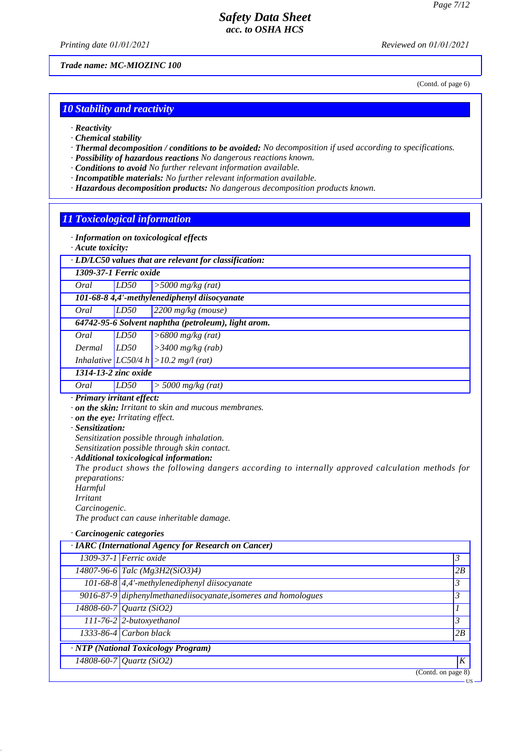Trade name: MC-MIOZINC 100

(Contd. of page 6)

## 10 Stability and reactivity

- *Reactivity*
- *Chemical stability*
- ***Thermal decomposition / conditions to be avoided:*** *No decomposition if used according to specifications.*
- ***Possibility of hazardous reactions*** *No dangerous reactions known.*
- ***Conditions to avoid*** *No further relevant information available.*
- ***Incompatible materials:*** *No further relevant information available.*
- ***Hazardous decomposition products:*** *No dangerous decomposition products known.*

## 11 Toxicological information

- ***Information on toxicological effects***
- ***Acute toxicity:***

| *LD/LC50 values that are relevant for classification:* | | |
|---|---|---|
| ***1309-37-1 Ferric oxide*** | | |
| *Oral* | *LD50* | *>5000 mg/kg (rat)* |
| ***101-68-8 4,4'-methylenediphenyl diisocyanate*** | | |
| *Oral* | *LD50* | *2200 mg/kg (mouse)* |
| ***64742-95-6 Solvent naphtha (petroleum), light arom.*** | | |
| *Oral* | *LD50* | *>6800 mg/kg (rat)* |
| *Dermal* | *LD50* | *>3400 mg/kg (rab)* |
| *Inhalative* | *LC50/4 h* | *>10.2 mg/l (rat)* |
| ***1314-13-2 zinc oxide*** | | |
| *Oral* | *LD50* | *> 5000 mg/kg (rat)* |

- ***Primary irritant effect:***
- ***on the skin:*** *Irritant to skin and mucous membranes.*
- ***on the eye:*** *Irritating effect.*
- ***Sensitization:***
  *Sensitization possible through inhalation.*
  *Sensitization possible through skin contact.*
- ***Additional toxicological information:***
  *The product shows the following dangers according to internally approved calculation methods for preparations:*
  *Harmful*
  *Irritant*
  *Carcinogenic.*
  *The product can cause inheritable damage.*

- ***Carcinogenic categories***

| *IARC (International Agency for Research on Cancer)* | | |
|---|---|---|
| *1309-37-1* | *Ferric oxide* | *3* |
| *14807-96-6* | *Talc ($Mg_3H_2(SiO_3)_4$)* | *2B* |
| *101-68-8* | *4,4'-methylenediphenyl diisocyanate* | *3* |
| *9016-87-9* | *diphenylmethanediisocyanate,isomeres and homologues* | *3* |
| *14808-60-7* | *Quartz ($SiO_2$)* | *1* |
| *111-76-2* | *2-butoxyethanol* | *3* |
| *1333-86-4* | *Carbon black* | *2B* |
| ***NTP (National Toxicology Program)*** | | |
| *14808-60-7* | *Quartz ($SiO_2$)* | *K* |

(Contd. on page 8)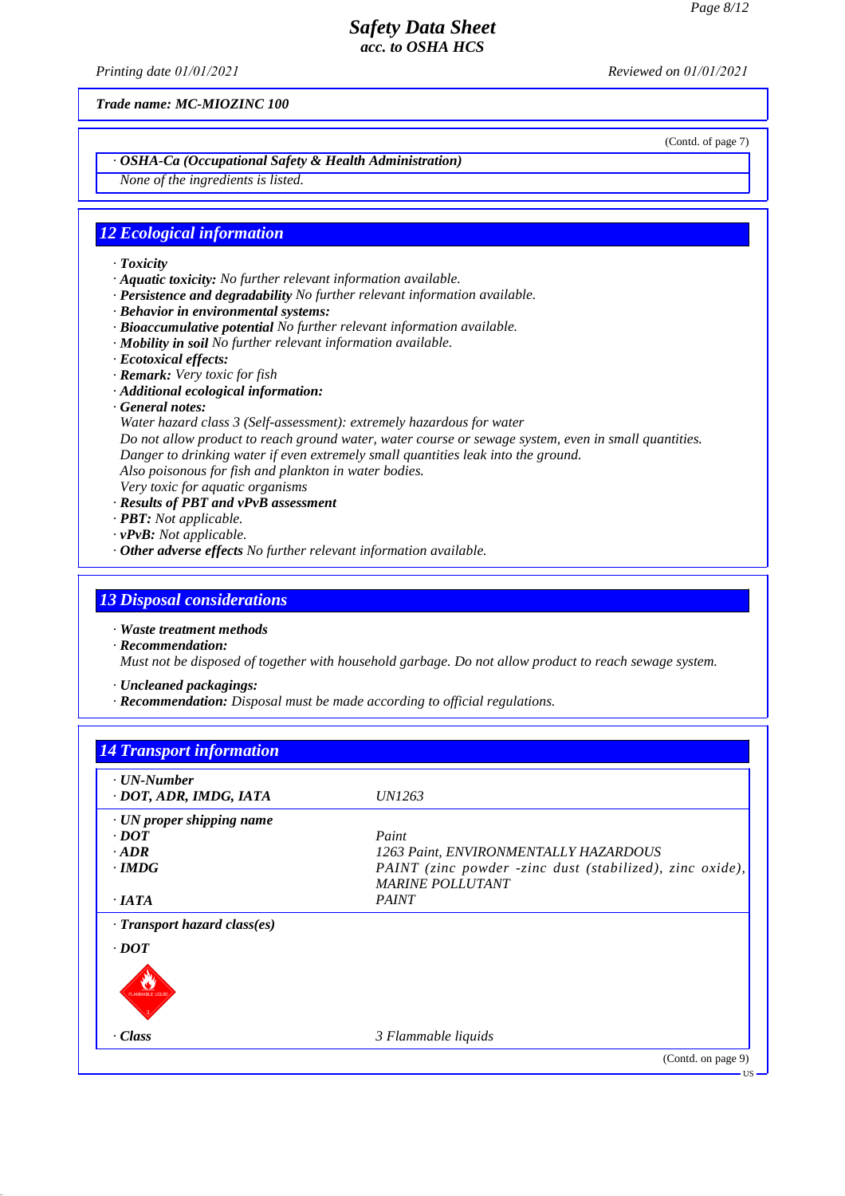Trade name: MC-MIOZINC 100

(Contd. of page 7)

· **OSHA-Ca (Occupational Safety & Health Administration)**
None of the ingredients is listed.

## 12 Ecological information

· **Toxicity**
· **Aquatic toxicity:** No further relevant information available.
· **Persistence and degradability** No further relevant information available.
· **Behavior in environmental systems:**
· **Bioaccumulative potential** No further relevant information available.
· **Mobility in soil** No further relevant information available.
· **Ecotoxical effects:**
· **Remark:** Very toxic for fish
· **Additional ecological information:**
· **General notes:**
Water hazard class 3 (Self-assessment): extremely hazardous for water
Do not allow product to reach ground water, water course or sewage system, even in small quantities.
Danger to drinking water if even extremely small quantities leak into the ground.
Also poisonous for fish and plankton in water bodies.
Very toxic for aquatic organisms
· **Results of PBT and vPvB assessment**
· **PBT:** Not applicable.
· **vPvB:** Not applicable.
· **Other adverse effects** No further relevant information available.

## 13 Disposal considerations

· **Waste treatment methods**
· **Recommendation:**
Must not be disposed of together with household garbage. Do not allow product to reach sewage system.

· **Uncleaned packagings:**
· **Recommendation:** Disposal must be made according to official regulations.

## 14 Transport information

| | |
|---|---|
| · **UN-Number** | |
| · **DOT, ADR, IMDG, IATA** | UN1263 |
| · **UN proper shipping name** | |
| · **DOT** | Paint |
| · **ADR** | 1263 Paint, ENVIRONMENTALLY HAZARDOUS |
| · **IMDG** | PAINT (zinc powder -zinc dust (stabilized), zinc oxide), MARINE POLLUTANT |
| · **IATA** | PAINT |
| · **Transport hazard class(es)** | |
| · **DOT** | |
| · **Class** | 3 Flammable liquids |

(Contd. on page 9)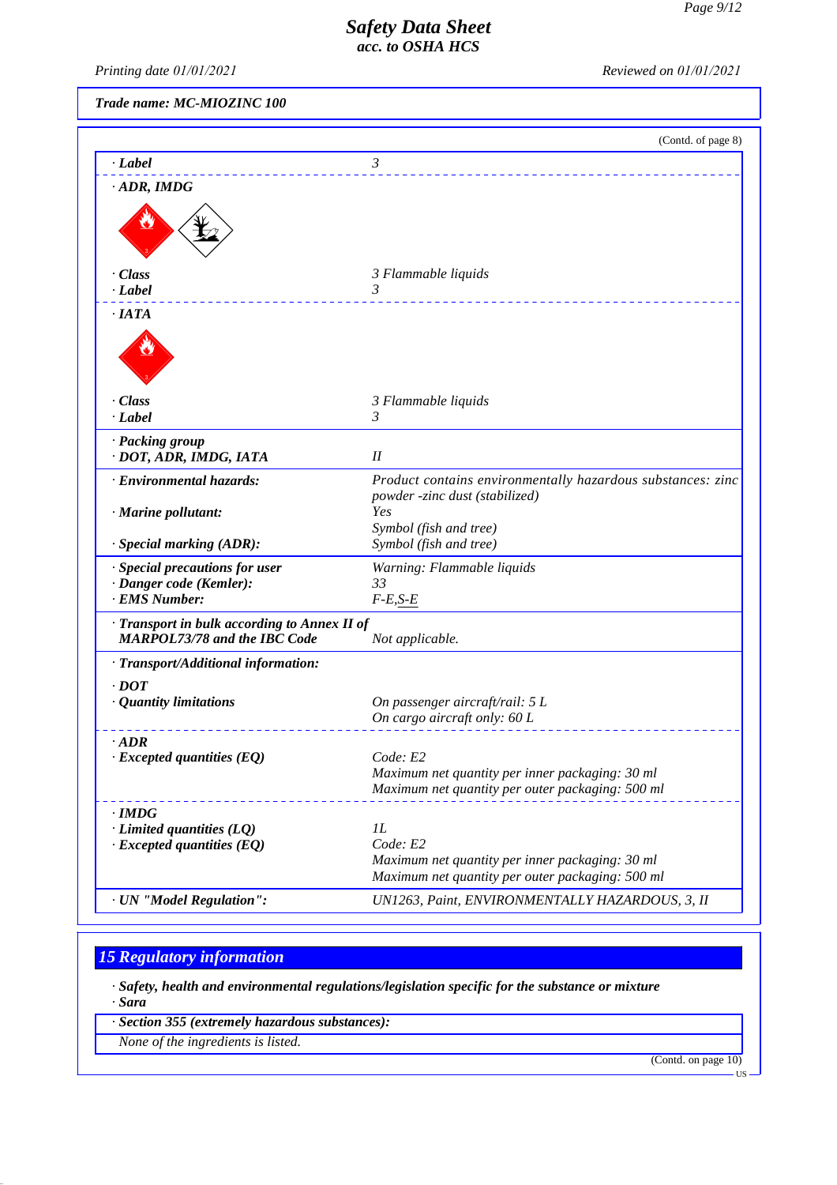Trade name: MC-MIOZINC 100

(Contd. of page 8)

| | |
|---|---|
| · Label | 3 |
| · ADR, IMDG | |
| · Class | 3 Flammable liquids |
| · Label | 3 |
| · IATA | |
| · Class | 3 Flammable liquids |
| · Label | 3 |
| · Packing group<br>· DOT, ADR, IMDG, IATA | II |
| · Environmental hazards: | Product contains environmentally hazardous substances: zinc powder -zinc dust (stabilized) |
| · Marine pollutant: | Yes<br>Symbol (fish and tree) |
| · Special marking (ADR): | Symbol (fish and tree) |
| · Special precautions for user | Warning: Flammable liquids |
| · Danger code (Kemler): | 33 |
| · EMS Number: | F-E,S-E |
| · Transport in bulk according to Annex II of MARPOL73/78 and the IBC Code | Not applicable. |
| · Transport/Additional information: | |
| · DOT | |
| · Quantity limitations | On passenger aircraft/rail: 5 L<br>On cargo aircraft only: 60 L |
| · ADR | |
| · Excepted quantities (EQ) | Code: E2<br>Maximum net quantity per inner packaging: 30 ml<br>Maximum net quantity per outer packaging: 500 ml |
| · IMDG | |
| · Limited quantities (LQ) | 1L |
| · Excepted quantities (EQ) | Code: E2<br>Maximum net quantity per inner packaging: 30 ml<br>Maximum net quantity per outer packaging: 500 ml |
| · UN "Model Regulation": | UN1263, Paint, ENVIRONMENTALLY HAZARDOUS, 3, II |

## 15 Regulatory information

· **Safety, health and environmental regulations/legislation specific for the substance or mixture**
· **Sara**

· **Section 355 (extremely hazardous substances):**
None of the ingredients is listed.

(Contd. on page 10)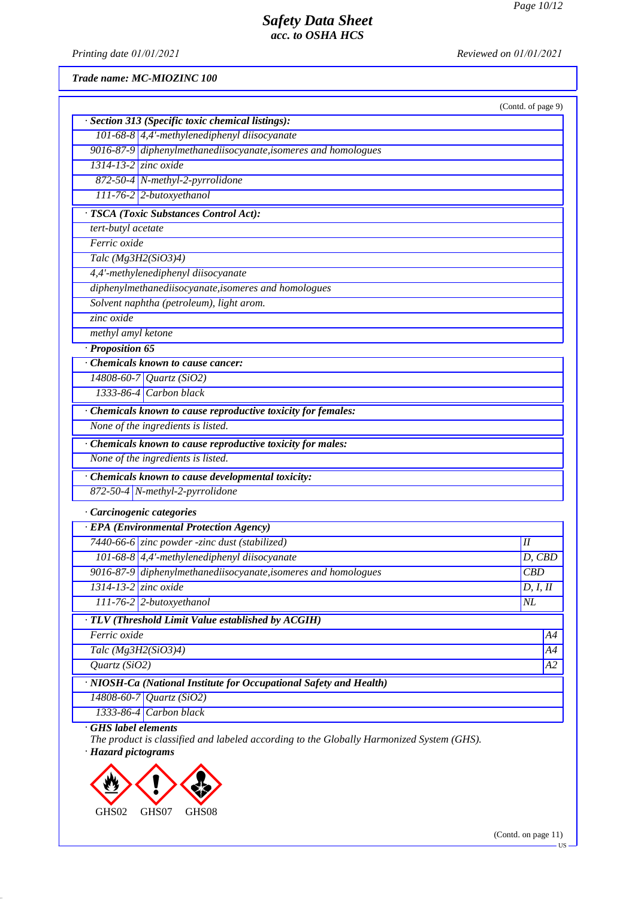*Trade name: MC-MIOZINC 100*

(Contd. of page 9)

**· Section 313 (Specific toxic chemical listings):**

| | |
|---|---|
| 101-68-8 | 4,4'-methylenediphenyl diisocyanate |
| 9016-87-9 | diphenylmethanediisocyanate,isomeres and homologues |
| 1314-13-2 | zinc oxide |
| 872-50-4 | N-methyl-2-pyrrolidone |
| 111-76-2 | 2-butoxyethanol |

**· TSCA (Toxic Substances Control Act):**

- tert-butyl acetate
- Ferric oxide
- Talc ($Mg3H2(SiO3)4$)
- 4,4'-methylenediphenyl diisocyanate
- diphenylmethanediisocyanate,isomeres and homologues
- Solvent naphtha (petroleum), light arom.
- zinc oxide
- methyl amyl ketone

**· Proposition 65**

**· Chemicals known to cause cancer:**

| | |
|---|---|
| 14808-60-7 | Quartz ($SiO_2$) |
| 1333-86-4 | Carbon black |

**· Chemicals known to cause reproductive toxicity for females:**

None of the ingredients is listed.

**· Chemicals known to cause reproductive toxicity for males:**

None of the ingredients is listed.

**· Chemicals known to cause developmental toxicity:**

| | |
|---|---|
| 872-50-4 | N-methyl-2-pyrrolidone |

**· Carcinogenic categories**

**· EPA (Environmental Protection Agency)**

| | | |
|---|---|---|
| 7440-66-6 | zinc powder -zinc dust (stabilized) | II |
| 101-68-8 | 4,4'-methylenediphenyl diisocyanate | D, CBD |
| 9016-87-9 | diphenylmethanediisocyanate,isomeres and homologues | CBD |
| 1314-13-2 | zinc oxide | D, I, II |
| 111-76-2 | 2-butoxyethanol | NL |

**· TLV (Threshold Limit Value established by ACGIH)**

| | |
|---|---|
| Ferric oxide | A4 |
| Talc ($Mg3H2(SiO3)4$) | A4 |
| Quartz ($SiO_2$) | A2 |

**· NIOSH-Ca (National Institute for Occupational Safety and Health)**

| | |
|---|---|
| 14808-60-7 | Quartz ($SiO_2$) |
| 1333-86-4 | Carbon black |

**· GHS label elements**

The product is classified and labeled according to the Globally Harmonized System (GHS).

**· Hazard pictograms**

GHS02 GHS07 GHS08

(Contd. on page 11)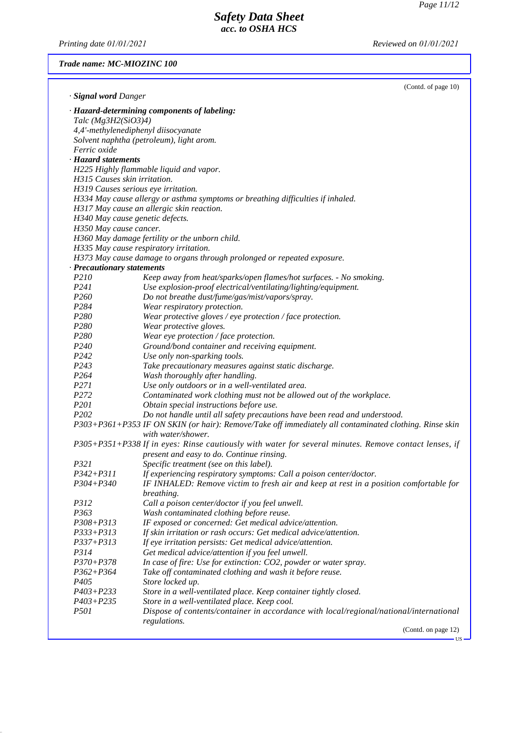# Safety Data Sheet
## acc. to OSHA HCS

*Printing date 01/01/2021* *Reviewed on 01/01/2021*

***Trade name: MC-MIOZINC 100***

(Contd. of page 10)

· ***Signal word*** *Danger*

· ***Hazard-determining components of labeling:***
*Talc (Mg3H2(SiO3)4)*
*4,4'-methylenediphenyl diisocyanate*
*Solvent naphtha (petroleum), light arom.*
*Ferric oxide*

· ***Hazard statements***
*H225 Highly flammable liquid and vapor.*
*H315 Causes skin irritation.*
*H319 Causes serious eye irritation.*
*H334 May cause allergy or asthma symptoms or breathing difficulties if inhaled.*
*H317 May cause an allergic skin reaction.*
*H340 May cause genetic defects.*
*H350 May cause cancer.*
*H360 May damage fertility or the unborn child.*
*H335 May cause respiratory irritation.*
*H373 May cause damage to organs through prolonged or repeated exposure.*

· ***Precautionary statements***

| | |
|---|---|
| *P210* | *Keep away from heat/sparks/open flames/hot surfaces. - No smoking.* |
| *P241* | *Use explosion-proof electrical/ventilating/lighting/equipment.* |
| *P260* | *Do not breathe dust/fume/gas/mist/vapors/spray.* |
| *P284* | *Wear respiratory protection.* |
| *P280* | *Wear protective gloves / eye protection / face protection.* |
| *P280* | *Wear protective gloves.* |
| *P280* | *Wear eye protection / face protection.* |
| *P240* | *Ground/bond container and receiving equipment.* |
| *P242* | *Use only non-sparking tools.* |
| *P243* | *Take precautionary measures against static discharge.* |
| *P264* | *Wash thoroughly after handling.* |
| *P271* | *Use only outdoors or in a well-ventilated area.* |
| *P272* | *Contaminated work clothing must not be allowed out of the workplace.* |
| *P201* | *Obtain special instructions before use.* |
| *P202* | *Do not handle until all safety precautions have been read and understood.* |
| *P303+P361+P353* | *IF ON SKIN (or hair): Remove/Take off immediately all contaminated clothing. Rinse skin with water/shower.* |
| *P305+P351+P338* | *If in eyes: Rinse cautiously with water for several minutes. Remove contact lenses, if present and easy to do. Continue rinsing.* |
| *P321* | *Specific treatment (see on this label).* |
| *P342+P311* | *If experiencing respiratory symptoms: Call a poison center/doctor.* |
| *P304+P340* | *IF INHALED: Remove victim to fresh air and keep at rest in a position comfortable for breathing.* |
| *P312* | *Call a poison center/doctor if you feel unwell.* |
| *P363* | *Wash contaminated clothing before reuse.* |
| *P308+P313* | *IF exposed or concerned: Get medical advice/attention.* |
| *P333+P313* | *If skin irritation or rash occurs: Get medical advice/attention.* |
| *P337+P313* | *If eye irritation persists: Get medical advice/attention.* |
| *P314* | *Get medical advice/attention if you feel unwell.* |
| *P370+P378* | *In case of fire: Use for extinction: CO2, powder or water spray.* |
| *P362+P364* | *Take off contaminated clothing and wash it before reuse.* |
| *P405* | *Store locked up.* |
| *P403+P233* | *Store in a well-ventilated place. Keep container tightly closed.* |
| *P403+P235* | *Store in a well-ventilated place. Keep cool.* |
| *P501* | *Dispose of contents/container in accordance with local/regional/national/international regulations.* |

(Contd. on page 12)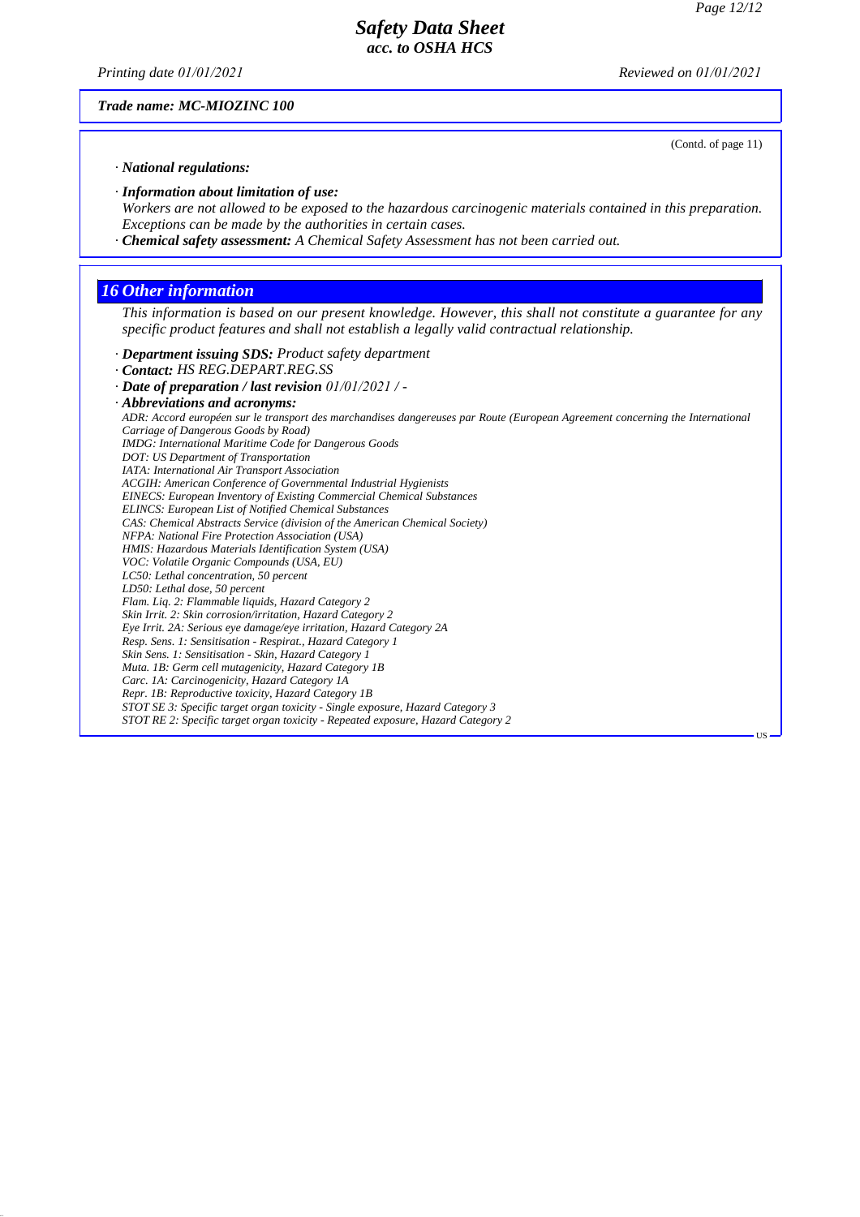(Contd. of page 11)

· ***National regulations:***

· ***Information about limitation of use:***
*Workers are not allowed to be exposed to the hazardous carcinogenic materials contained in this preparation. Exceptions can be made by the authorities in certain cases.*

· ***Chemical safety assessment:*** *A Chemical Safety Assessment has not been carried out.*

## 16 Other information

*This information is based on our present knowledge. However, this shall not constitute a guarantee for any specific product features and shall not establish a legally valid contractual relationship.*

· ***Department issuing SDS:*** *Product safety department*
· ***Contact:*** *HS REG.DEPART.REG.SS*
· ***Date of preparation / last revision*** *01/01/2021 / -*
· ***Abbreviations and acronyms:***
*ADR: Accord européen sur le transport des marchandises dangereuses par Route (European Agreement concerning the International Carriage of Dangerous Goods by Road)*
*IMDG: International Maritime Code for Dangerous Goods*
*DOT: US Department of Transportation*
*IATA: International Air Transport Association*
*ACGIH: American Conference of Governmental Industrial Hygienists*
*EINECS: European Inventory of Existing Commercial Chemical Substances*
*ELINCS: European List of Notified Chemical Substances*
*CAS: Chemical Abstracts Service (division of the American Chemical Society)*
*NFPA: National Fire Protection Association (USA)*
*HMIS: Hazardous Materials Identification System (USA)*
*VOC: Volatile Organic Compounds (USA, EU)*
*LC50: Lethal concentration, 50 percent*
*LD50: Lethal dose, 50 percent*
*Flam. Liq. 2: Flammable liquids, Hazard Category 2*
*Skin Irrit. 2: Skin corrosion/irritation, Hazard Category 2*
*Eye Irrit. 2A: Serious eye damage/eye irritation, Hazard Category 2A*
*Resp. Sens. 1: Sensitisation - Respirat., Hazard Category 1*
*Skin Sens. 1: Sensitisation - Skin, Hazard Category 1*
*Muta. 1B: Germ cell mutagenicity, Hazard Category 1B*
*Carc. 1A: Carcinogenicity, Hazard Category 1A*
*Repr. 1B: Reproductive toxicity, Hazard Category 1B*
*STOT SE 3: Specific target organ toxicity - Single exposure, Hazard Category 3*
*STOT RE 2: Specific target organ toxicity - Repeated exposure, Hazard Category 2*